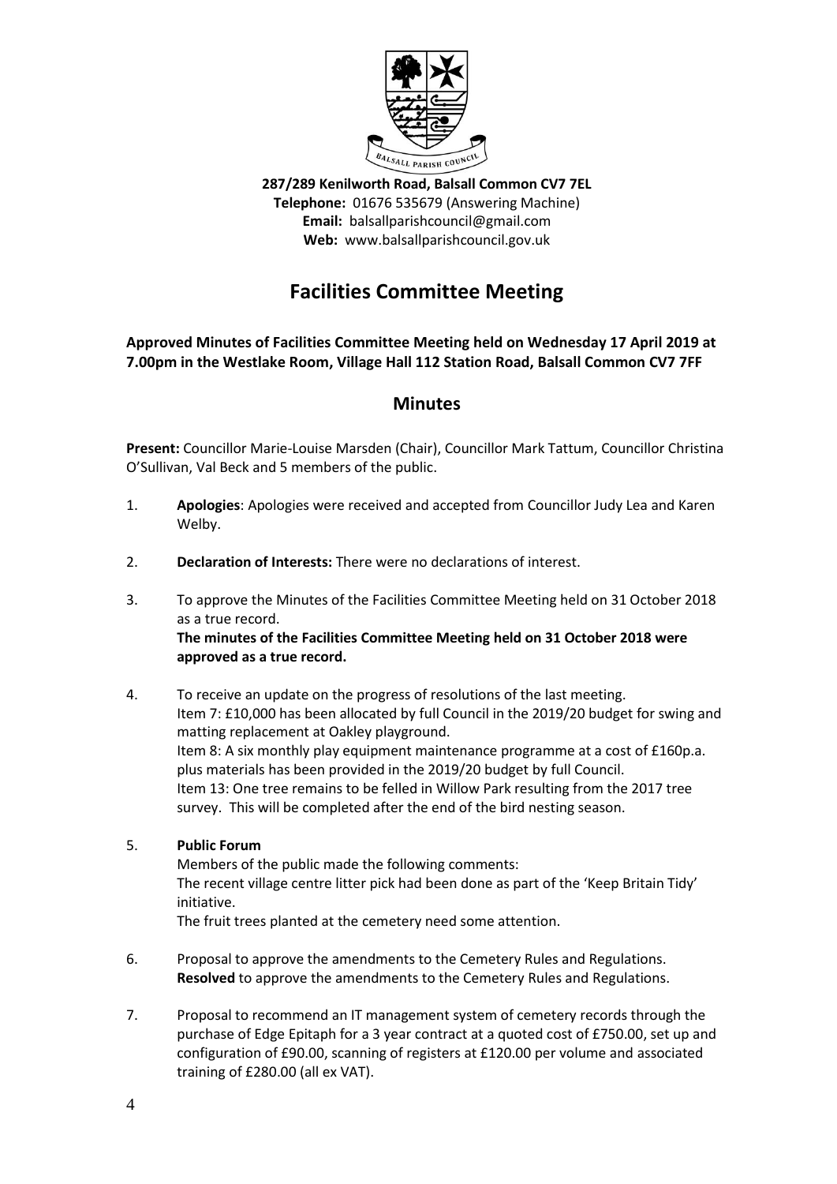287/289 Kenilworth Road, Balsall Common CV7 7EL
**Telephone:** 01676 535679 (Answering Machine)
**Email:** balsallparishcouncil@gmail.com
**Web:** www.balsallparishcouncil.gov.uk

# Facilities Committee Meeting

**Approved Minutes of Facilities Committee Meeting held on Wednesday 17 April 2019 at 7.00pm in the Westlake Room, Village Hall 112 Station Road, Balsall Common CV7 7FF**

## Minutes

**Present:** Councillor Marie-Louise Marsden (Chair), Councillor Mark Tattum, Councillor Christina O'Sullivan, Val Beck and 5 members of the public.

1. **Apologies**: Apologies were received and accepted from Councillor Judy Lea and Karen Welby.

2. **Declaration of Interests:** There were no declarations of interest.

3. To approve the Minutes of the Facilities Committee Meeting held on 31 October 2018 as a true record.
   **The minutes of the Facilities Committee Meeting held on 31 October 2018 were approved as a true record.**

4. To receive an update on the progress of resolutions of the last meeting.
   Item 7: £10,000 has been allocated by full Council in the 2019/20 budget for swing and matting replacement at Oakley playground.
   Item 8: A six monthly play equipment maintenance programme at a cost of £160p.a. plus materials has been provided in the 2019/20 budget by full Council.
   Item 13: One tree remains to be felled in Willow Park resulting from the 2017 tree survey. This will be completed after the end of the bird nesting season.

5. **Public Forum**
   Members of the public made the following comments:
   The recent village centre litter pick had been done as part of the 'Keep Britain Tidy' initiative.
   The fruit trees planted at the cemetery need some attention.

6. Proposal to approve the amendments to the Cemetery Rules and Regulations.
   **Resolved** to approve the amendments to the Cemetery Rules and Regulations.

7. Proposal to recommend an IT management system of cemetery records through the purchase of Edge Epitaph for a 3 year contract at a quoted cost of £750.00, set up and configuration of £90.00, scanning of registers at £120.00 per volume and associated training of £280.00 (all ex VAT).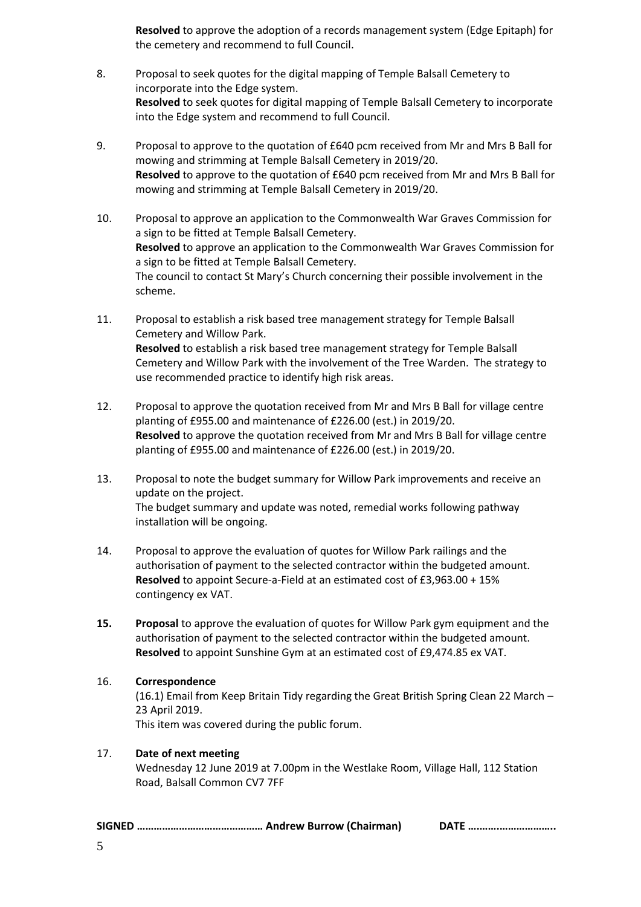**Resolved** to approve the adoption of a records management system (Edge Epitaph) for the cemetery and recommend to full Council.

8. Proposal to seek quotes for the digital mapping of Temple Balsall Cemetery to incorporate into the Edge system.
   **Resolved** to seek quotes for digital mapping of Temple Balsall Cemetery to incorporate into the Edge system and recommend to full Council.

9. Proposal to approve to the quotation of £640 pcm received from Mr and Mrs B Ball for mowing and strimming at Temple Balsall Cemetery in 2019/20.
   **Resolved** to approve to the quotation of £640 pcm received from Mr and Mrs B Ball for mowing and strimming at Temple Balsall Cemetery in 2019/20.

10. Proposal to approve an application to the Commonwealth War Graves Commission for a sign to be fitted at Temple Balsall Cemetery.
    **Resolved** to approve an application to the Commonwealth War Graves Commission for a sign to be fitted at Temple Balsall Cemetery.
    The council to contact St Mary's Church concerning their possible involvement in the scheme.

11. Proposal to establish a risk based tree management strategy for Temple Balsall Cemetery and Willow Park.
    **Resolved** to establish a risk based tree management strategy for Temple Balsall Cemetery and Willow Park with the involvement of the Tree Warden. The strategy to use recommended practice to identify high risk areas.

12. Proposal to approve the quotation received from Mr and Mrs B Ball for village centre planting of £955.00 and maintenance of £226.00 (est.) in 2019/20.
    **Resolved** to approve the quotation received from Mr and Mrs B Ball for village centre planting of £955.00 and maintenance of £226.00 (est.) in 2019/20.

13. Proposal to note the budget summary for Willow Park improvements and receive an update on the project.
    The budget summary and update was noted, remedial works following pathway installation will be ongoing.

14. Proposal to approve the evaluation of quotes for Willow Park railings and the authorisation of payment to the selected contractor within the budgeted amount.
    **Resolved** to appoint Secure-a-Field at an estimated cost of £3,963.00 + 15% contingency ex VAT.

15. **Proposal** to approve the evaluation of quotes for Willow Park gym equipment and the authorisation of payment to the selected contractor within the budgeted amount.
    **Resolved** to appoint Sunshine Gym at an estimated cost of £9,474.85 ex VAT.

16. **Correspondence**
    (16.1) Email from Keep Britain Tidy regarding the Great British Spring Clean 22 March – 23 April 2019.
    This item was covered during the public forum.

17. **Date of next meeting**
    Wednesday 12 June 2019 at 7.00pm in the Westlake Room, Village Hall, 112 Station Road, Balsall Common CV7 7FF

**SIGNED …………………………………… Andrew Burrow (Chairman) DATE ………………………..**